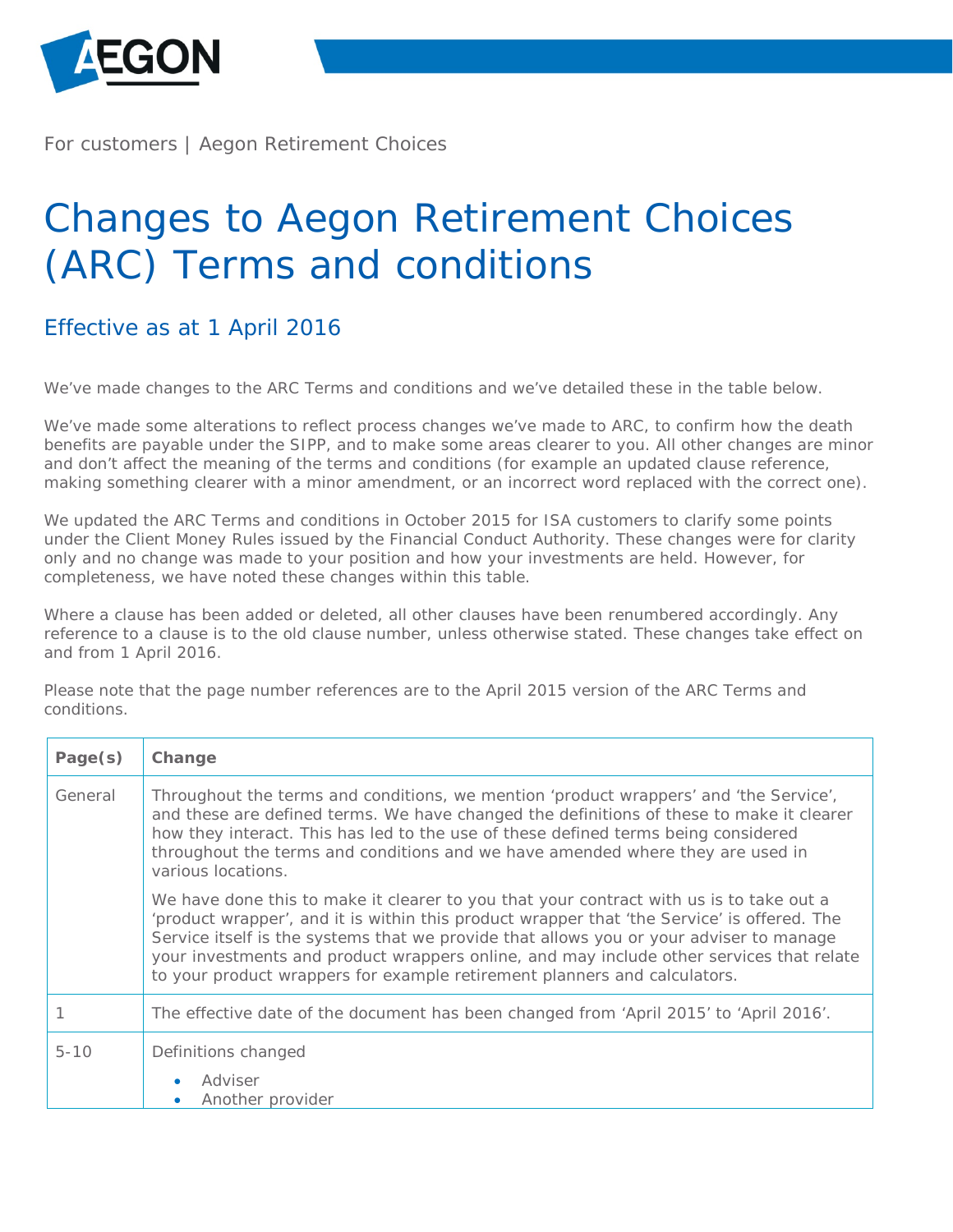For customers | Aegon Retirement Choices

# Changes to Aegon Retirement Choices (ARC) Terms and conditions

## Effective as at 1 April 2016

We've made changes to the ARC Terms and conditions and we've detailed these in the table below.

We've made some alterations to reflect process changes we've made to ARC, to confirm how the death benefits are payable under the SIPP, and to make some areas clearer to you. All other changes are minor and don't affect the meaning of the terms and conditions (for example an updated clause reference, making something clearer with a minor amendment, or an incorrect word replaced with the correct one).

We updated the ARC Terms and conditions in October 2015 for ISA customers to clarify some points under the Client Money Rules issued by the Financial Conduct Authority. These changes were for clarity only and no change was made to your position and how your investments are held. However, for completeness, we have noted these changes within this table.

Where a clause has been added or deleted, all other clauses have been renumbered accordingly. Any reference to a clause is to the old clause number, unless otherwise stated. These changes take effect on and from 1 April 2016.

Please note that the page number references are to the April 2015 version of the ARC Terms and conditions.

| Page(s) | Change |
|---|---|
| General | Throughout the terms and conditions, we mention 'product wrappers' and 'the Service', and these are defined terms. We have changed the definitions of these to make it clearer how they interact. This has led to the use of these defined terms being considered throughout the terms and conditions and we have amended where they are used in various locations.<br><br>We have done this to make it clearer to you that your contract with us is to take out a 'product wrapper', and it is within this product wrapper that 'the Service' is offered. The Service itself is the systems that we provide that allows you or your adviser to manage your investments and product wrappers online, and may include other services that relate to your product wrappers for example retirement planners and calculators. |
| 1 | The effective date of the document has been changed from 'April 2015' to 'April 2016'. |
| 5-10 | Definitions changed<br>• Adviser<br>• Another provider |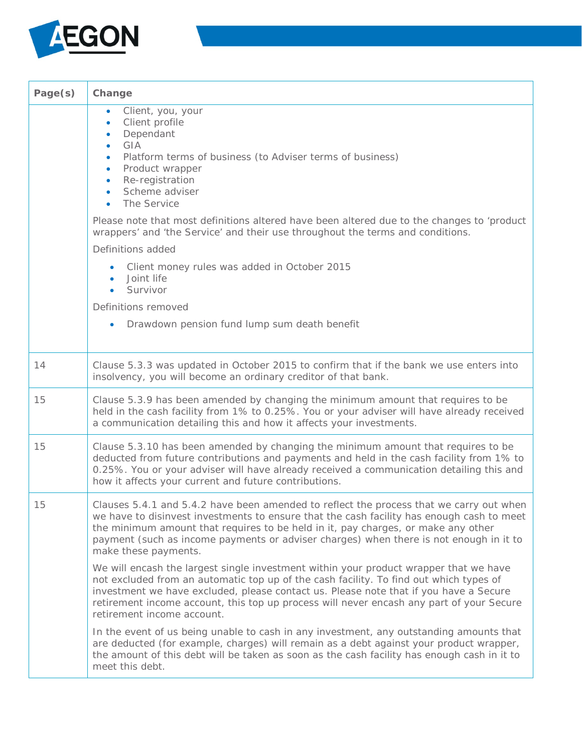| Page(s) | Change |
|---|---|
| | • Client, you, your<br>• Client profile<br>• Dependant<br>• GIA<br>• Platform terms of business (to Adviser terms of business)<br>• Product wrapper<br>• Re-registration<br>• Scheme adviser<br>• The Service<br><br>Please note that most definitions altered have been altered due to the changes to 'product wrappers' and 'the Service' and their use throughout the terms and conditions.<br><br>Definitions added<br><br>• Client money rules was added in October 2015<br>• Joint life<br>• Survivor<br><br>Definitions removed<br><br>• Drawdown pension fund lump sum death benefit |
| 14 | Clause 5.3.3 was updated in October 2015 to confirm that if the bank we use enters into insolvency, you will become an ordinary creditor of that bank. |
| 15 | Clause 5.3.9 has been amended by changing the minimum amount that requires to be held in the cash facility from 1% to 0.25%. You or your adviser will have already received a communication detailing this and how it affects your investments. |
| 15 | Clause 5.3.10 has been amended by changing the minimum amount that requires to be deducted from future contributions and payments and held in the cash facility from 1% to 0.25%. You or your adviser will have already received a communication detailing this and how it affects your current and future contributions. |
| 15 | Clauses 5.4.1 and 5.4.2 have been amended to reflect the process that we carry out when we have to disinvest investments to ensure that the cash facility has enough cash to meet the minimum amount that requires to be held in it, pay charges, or make any other payment (such as income payments or adviser charges) when there is not enough in it to make these payments.<br><br>We will encash the largest single investment within your product wrapper that we have not excluded from an automatic top up of the cash facility. To find out which types of investment we have excluded, please contact us. Please note that if you have a Secure retirement income account, this top up process will never encash any part of your Secure retirement income account.<br><br>In the event of us being unable to cash in any investment, any outstanding amounts that are deducted (for example, charges) will remain as a debt against your product wrapper, the amount of this debt will be taken as soon as the cash facility has enough cash in it to meet this debt. |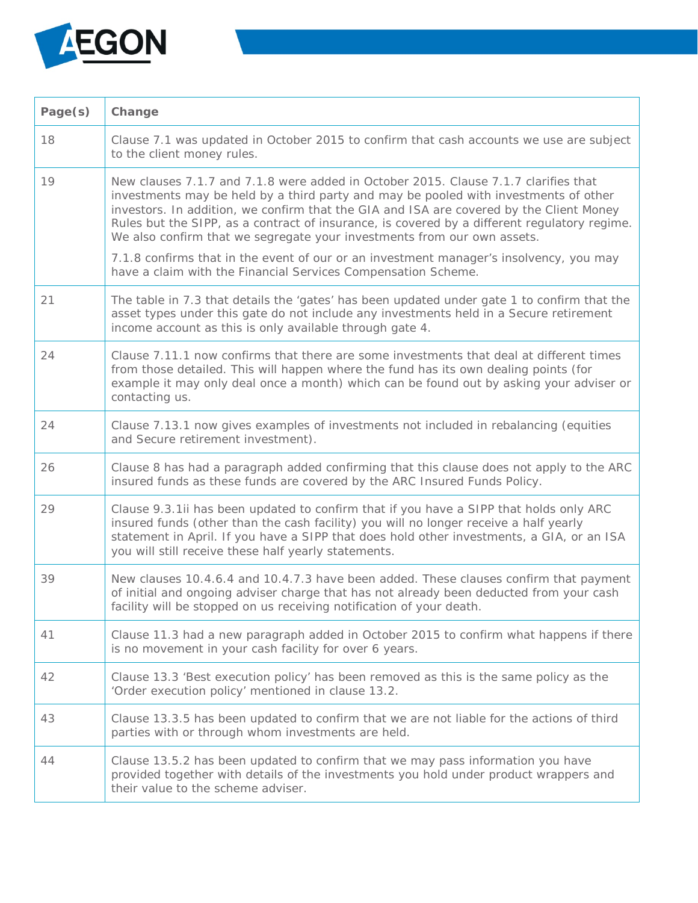| Page(s) | Change |
| --- | --- |
| 18 | Clause 7.1 was updated in October 2015 to confirm that cash accounts we use are subject to the client money rules. |
| 19 | New clauses 7.1.7 and 7.1.8 were added in October 2015. Clause 7.1.7 clarifies that investments may be held by a third party and may be pooled with investments of other investors. In addition, we confirm that the GIA and ISA are covered by the Client Money Rules but the SIPP, as a contract of insurance, is covered by a different regulatory regime. We also confirm that we segregate your investments from our own assets.<br><br>7.1.8 confirms that in the event of our or an investment manager's insolvency, you may have a claim with the Financial Services Compensation Scheme. |
| 21 | The table in 7.3 that details the 'gates' has been updated under gate 1 to confirm that the asset types under this gate do not include any investments held in a Secure retirement income account as this is only available through gate 4. |
| 24 | Clause 7.11.1 now confirms that there are some investments that deal at different times from those detailed. This will happen where the fund has its own dealing points (for example it may only deal once a month) which can be found out by asking your adviser or contacting us. |
| 24 | Clause 7.13.1 now gives examples of investments not included in rebalancing (equities and Secure retirement investment). |
| 26 | Clause 8 has had a paragraph added confirming that this clause does not apply to the ARC insured funds as these funds are covered by the ARC Insured Funds Policy. |
| 29 | Clause 9.3.1ii has been updated to confirm that if you have a SIPP that holds only ARC insured funds (other than the cash facility) you will no longer receive a half yearly statement in April. If you have a SIPP that does hold other investments, a GIA, or an ISA you will still receive these half yearly statements. |
| 39 | New clauses 10.4.6.4 and 10.4.7.3 have been added. These clauses confirm that payment of initial and ongoing adviser charge that has not already been deducted from your cash facility will be stopped on us receiving notification of your death. |
| 41 | Clause 11.3 had a new paragraph added in October 2015 to confirm what happens if there is no movement in your cash facility for over 6 years. |
| 42 | Clause 13.3 'Best execution policy' has been removed as this is the same policy as the 'Order execution policy' mentioned in clause 13.2. |
| 43 | Clause 13.3.5 has been updated to confirm that we are not liable for the actions of third parties with or through whom investments are held. |
| 44 | Clause 13.5.2 has been updated to confirm that we may pass information you have provided together with details of the investments you hold under product wrappers and their value to the scheme adviser. |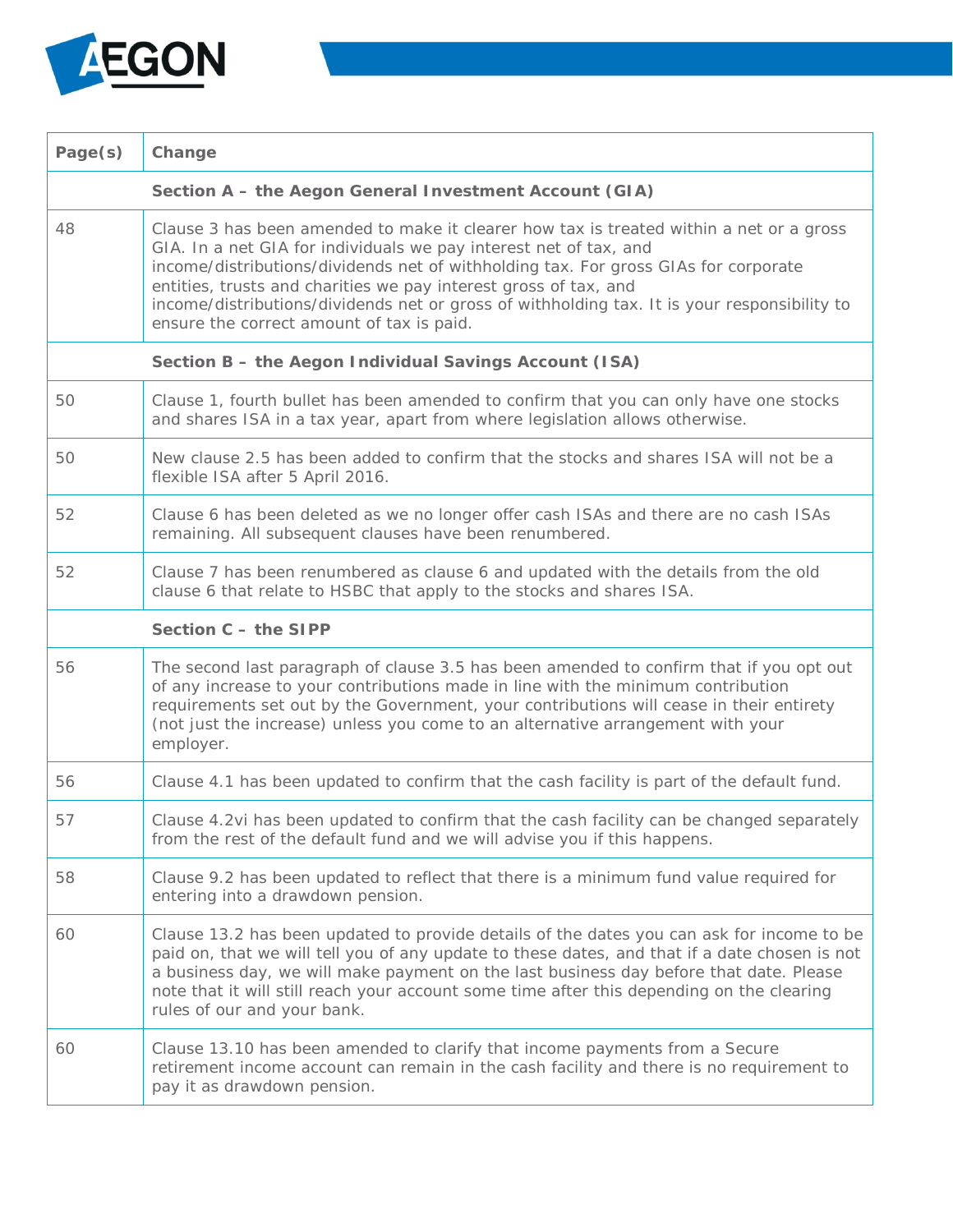| Page(s) | Change |
| --- | --- |
| | **Section A – the Aegon General Investment Account (GIA)** |
| 48 | Clause 3 has been amended to make it clearer how tax is treated within a net or a gross GIA. In a net GIA for individuals we pay interest net of tax, and income/distributions/dividends net of withholding tax. For gross GIAs for corporate entities, trusts and charities we pay interest gross of tax, and income/distributions/dividends net or gross of withholding tax. It is your responsibility to ensure the correct amount of tax is paid. |
| | **Section B – the Aegon Individual Savings Account (ISA)** |
| 50 | Clause 1, fourth bullet has been amended to confirm that you can only have one stocks and shares ISA in a tax year, apart from where legislation allows otherwise. |
| 50 | New clause 2.5 has been added to confirm that the stocks and shares ISA will not be a flexible ISA after 5 April 2016. |
| 52 | Clause 6 has been deleted as we no longer offer cash ISAs and there are no cash ISAs remaining. All subsequent clauses have been renumbered. |
| 52 | Clause 7 has been renumbered as clause 6 and updated with the details from the old clause 6 that relate to HSBC that apply to the stocks and shares ISA. |
| | **Section C – the SIPP** |
| 56 | The second last paragraph of clause 3.5 has been amended to confirm that if you opt out of any increase to your contributions made in line with the minimum contribution requirements set out by the Government, your contributions will cease in their entirety (not just the increase) unless you come to an alternative arrangement with your employer. |
| 56 | Clause 4.1 has been updated to confirm that the cash facility is part of the default fund. |
| 57 | Clause 4.2vi has been updated to confirm that the cash facility can be changed separately from the rest of the default fund and we will advise you if this happens. |
| 58 | Clause 9.2 has been updated to reflect that there is a minimum fund value required for entering into a drawdown pension. |
| 60 | Clause 13.2 has been updated to provide details of the dates you can ask for income to be paid on, that we will tell you of any update to these dates, and that if a date chosen is not a business day, we will make payment on the last business day before that date. Please note that it will still reach your account some time after this depending on the clearing rules of our and your bank. |
| 60 | Clause 13.10 has been amended to clarify that income payments from a Secure retirement income account can remain in the cash facility and there is no requirement to pay it as drawdown pension. |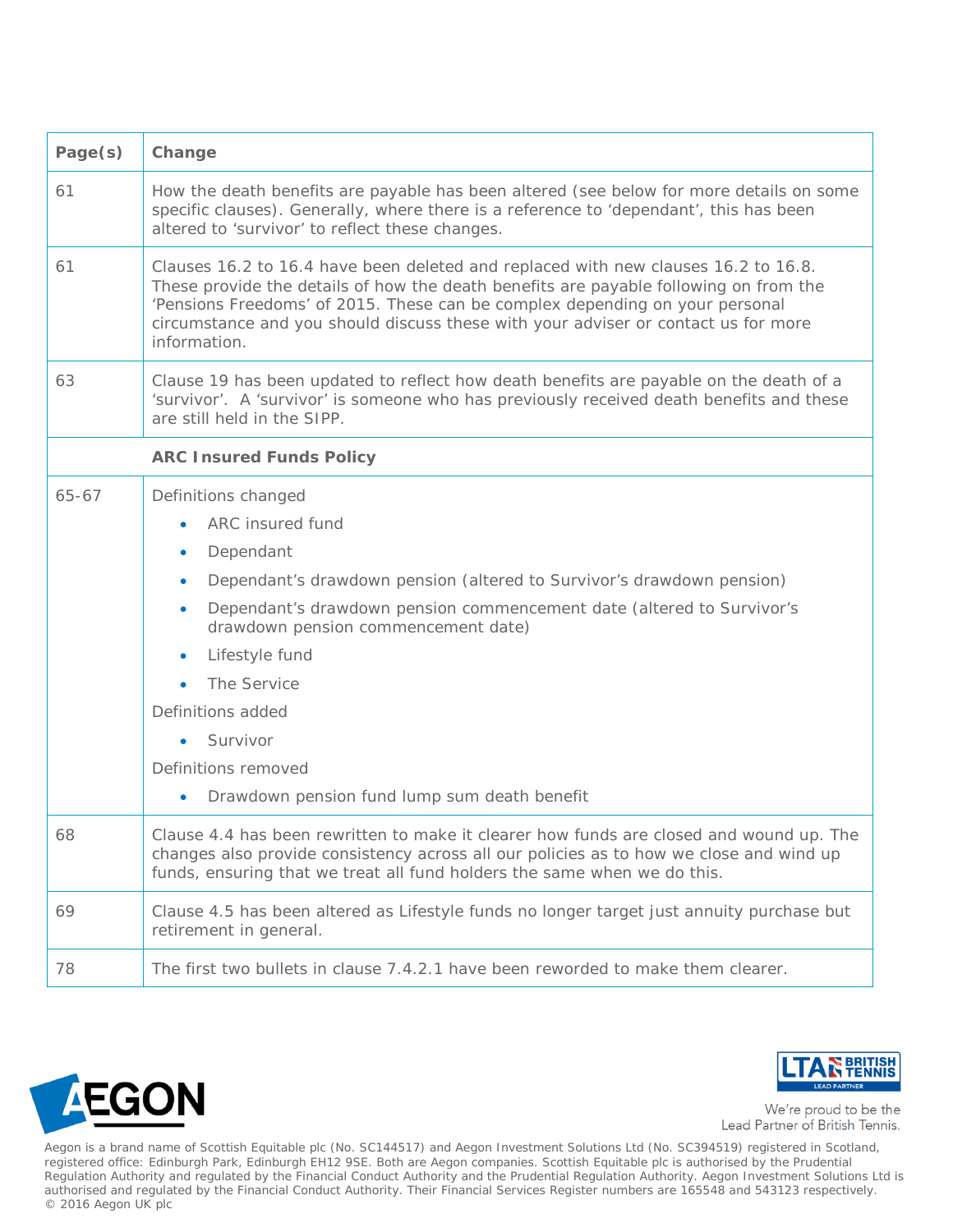| Page(s) | Change |
|---|---|
| 61 | How the death benefits are payable has been altered (see below for more details on some specific clauses). Generally, where there is a reference to 'dependant', this has been altered to 'survivor' to reflect these changes. |
| 61 | Clauses 16.2 to 16.4 have been deleted and replaced with new clauses 16.2 to 16.8. These provide the details of how the death benefits are payable following on from the 'Pensions Freedoms' of 2015. These can be complex depending on your personal circumstance and you should discuss these with your adviser or contact us for more information. |
| 63 | Clause 19 has been updated to reflect how death benefits are payable on the death of a 'survivor'. A 'survivor' is someone who has previously received death benefits and these are still held in the SIPP. |
| | **ARC Insured Funds Policy** |
| 65-67 | Definitions changed<br>• ARC insured fund<br>• Dependant<br>• Dependant's drawdown pension (altered to Survivor's drawdown pension)<br>• Dependant's drawdown pension commencement date (altered to Survivor's drawdown pension commencement date)<br>• Lifestyle fund<br>• The Service<br>Definitions added<br>• Survivor<br>Definitions removed<br>• Drawdown pension fund lump sum death benefit |
| 68 | Clause 4.4 has been rewritten to make it clearer how funds are closed and wound up. The changes also provide consistency across all our policies as to how we close and wind up funds, ensuring that we treat all fund holders the same when we do this. |
| 69 | Clause 4.5 has been altered as Lifestyle funds no longer target just annuity purchase but retirement in general. |
| 78 | The first two bullets in clause 7.4.2.1 have been reworded to make them clearer. |

We're proud to be the Lead Partner of British Tennis.

Aegon is a brand name of Scottish Equitable plc (No. SC144517) and Aegon Investment Solutions Ltd (No. SC394519) registered in Scotland, registered office: Edinburgh Park, Edinburgh EH12 9SE. Both are Aegon companies. Scottish Equitable plc is authorised by the Prudential Regulation Authority and regulated by the Financial Conduct Authority and the Prudential Regulation Authority. Aegon Investment Solutions Ltd is authorised and regulated by the Financial Conduct Authority. Their Financial Services Register numbers are 165548 and 543123 respectively.
© 2016 Aegon UK plc